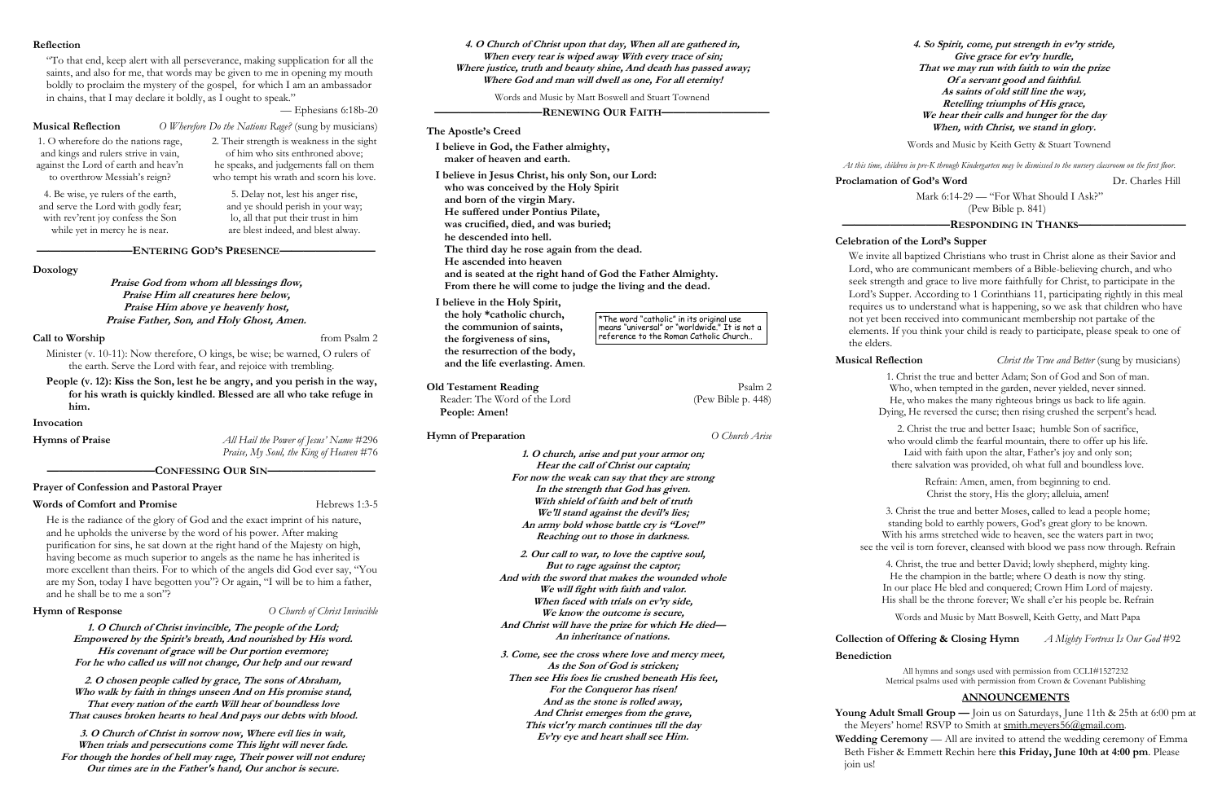**Reflection**

"To that end, keep alert with all perseverance, making supplication for all the saints, and also for me, that words may be given to me in opening my mouth boldly to proclaim the mystery of the gospel, for which I am an ambassador in chains, that I may declare it boldly, as I ought to speak."

— Ephesians 6:18b-20

**Musical Reflection** *O Wherefore Do the Nations Rage?* (sung by musicians)

1. O wherefore do the nations rage,
and kings and rulers strive in vain,
against the Lord of earth and heav'n
to overthrow Messiah's reign?

2. Their strength is weakness in the sight
of him who sits enthroned above;
he speaks, and judgements fall on them
who tempt his wrath and scorn his love.

4. Be wise, ye rulers of the earth,
and serve the Lord with godly fear;
with rev'rent joy confess the Son
while yet in mercy he is near.

5. Delay not, lest his anger rise,
and ye should perish in your way;
lo, all that put their trust in him
are blest indeed, and blest alway.

## ENTERING GOD'S PRESENCE

**Doxology**

***Praise God from whom all blessings flow,***
***Praise Him all creatures here below,***
***Praise Him above ye heavenly host,***
***Praise Father, Son, and Holy Ghost, Amen.***

**Call to Worship** from Psalm 2

Minister (v. 10-11): Now therefore, O kings, be wise; be warned, O rulers of the earth. Serve the Lord with fear, and rejoice with trembling.

**People (v. 12): Kiss the Son, lest he be angry, and you perish in the way, for his wrath is quickly kindled. Blessed are all who take refuge in him.**

**Invocation**

**Hymns of Praise** *All Hail the Power of Jesus' Name* #296
*Praise, My Soul, the King of Heaven* #76

## CONFESSING OUR SIN

**Prayer of Confession and Pastoral Prayer**

**Words of Comfort and Promise** Hebrews 1:3-5

He is the radiance of the glory of God and the exact imprint of his nature, and he upholds the universe by the word of his power. After making purification for sins, he sat down at the right hand of the Majesty on high, having become as much superior to angels as the name he has inherited is more excellent than theirs. For to which of the angels did God ever say, "You are my Son, today I have begotten you"? Or again, "I will be to him a father, and he shall be to me a son"?

**Hymn of Response** *O Church of Christ Invincible*

***1. O Church of Christ invincible, The people of the Lord;***
***Empowered by the Spirit's breath, And nourished by His word.***
***His covenant of grace will be Our portion evermore;***
***For he who called us will not change, Our help and our reward***

***2. O chosen people called by grace, The sons of Abraham,***
***Who walk by faith in things unseen And on His promise stand,***
***That every nation of the earth Will hear of boundless love***
***That causes broken hearts to heal And pays our debts with blood.***

***3. O Church of Christ in sorrow now, Where evil lies in wait,***
***When trials and persecutions come This light will never fade.***
***For though the hordes of hell may rage, Their power will not endure;***
***Our times are in the Father's hand, Our anchor is secure.***

***4. O Church of Christ upon that day, When all are gathered in,***
***When every tear is wiped away With every trace of sin;***
***Where justice, truth and beauty shine, And death has passed away;***
***Where God and man will dwell as one, For all eternity!***

Words and Music by Matt Boswell and Stuart Townend

## RENEWING OUR FAITH

**The Apostle's Creed**

**I believe in God, the Father almighty,**
**maker of heaven and earth.**

**I believe in Jesus Christ, his only Son, our Lord:**
**who was conceived by the Holy Spirit**
**and born of the virgin Mary.**
**He suffered under Pontius Pilate,**
**was crucified, died, and was buried;**
**he descended into hell.**
**The third day he rose again from the dead.**
**He ascended into heaven**
**and is seated at the right hand of God the Father Almighty.**
**From there he will come to judge the living and the dead.**

**I believe in the Holy Spirit,**
**the holy *catholic church,**
**the communion of saints,**
**the forgiveness of sins,**
**the resurrection of the body,**
**and the life everlasting. Amen**.

*The word "catholic" in its original use means "universal" or "worldwide." It is not a reference to the Roman Catholic Church..

**Old Testament Reading** Psalm 2

Reader: The Word of the Lord (Pew Bible p. 448)

**People: Amen!**

**Hymn of Preparation** *O Church Arise*

***1. O church, arise and put your armor on;***
***Hear the call of Christ our captain;***
***For now the weak can say that they are strong***
***In the strength that God has given.***
***With shield of faith and belt of truth***
***We'll stand against the devil's lies;***
***An army bold whose battle cry is "Love!"***
***Reaching out to those in darkness.***

***2. Our call to war, to love the captive soul,***
***But to rage against the captor;***
***And with the sword that makes the wounded whole***
***We will fight with faith and valor.***
***When faced with trials on ev'ry side,***
***We know the outcome is secure,***
***And Christ will have the prize for which He died—***
***An inheritance of nations.***

***3. Come, see the cross where love and mercy meet,***
***As the Son of God is stricken;***
***Then see His foes lie crushed beneath His feet,***
***For the Conqueror has risen!***
***And as the stone is rolled away,***
***And Christ emerges from the grave,***
***This vict'ry march continues till the day***
***Ev'ry eye and heart shall see Him.***

***4. So Spirit, come, put strength in ev'ry stride,***
***Give grace for ev'ry hurdle,***
***That we may run with faith to win the prize***
***Of a servant good and faithful.***
***As saints of old still line the way,***
***Retelling triumphs of His grace,***
***We hear their calls and hunger for the day***
***When, with Christ, we stand in glory.***

Words and Music by Keith Getty & Stuart Townend

*At this time, children in pre-K through Kindergarten may be dismissed to the nursery classroom on the first floor.*

**Proclamation of God's Word** Dr. Charles Hill

Mark 6:14-29 — "For What Should I Ask?"
(Pew Bible p. 841)

## RESPONDING IN THANKS

**Celebration of the Lord's Supper**

We invite all baptized Christians who trust in Christ alone as their Savior and Lord, who are communicant members of a Bible-believing church, and who seek strength and grace to live more faithfully for Christ, to participate in the Lord's Supper. According to 1 Corinthians 11, participating rightly in this meal requires us to understand what is happening, so we ask that children who have not yet been received into communicant membership not partake of the elements. If you think your child is ready to participate, please speak to one of the elders.

**Musical Reflection** *Christ the True and Better* (sung by musicians)

1. Christ the true and better Adam; Son of God and Son of man.
Who, when tempted in the garden, never yielded, never sinned.
He, who makes the many righteous brings us back to life again.
Dying, He reversed the curse; then rising crushed the serpent's head.

2. Christ the true and better Isaac; humble Son of sacrifice,
who would climb the fearful mountain, there to offer up his life.
Laid with faith upon the altar, Father's joy and only son;
there salvation was provided, oh what full and boundless love.

Refrain: Amen, amen, from beginning to end.
Christ the story, His the glory; alleluia, amen!

3. Christ the true and better Moses, called to lead a people home;
standing bold to earthly powers, God's great glory to be known.
With his arms stretched wide to heaven, see the waters part in two;
see the veil is torn forever, cleansed with blood we pass now through. Refrain

4. Christ, the true and better David; lowly shepherd, mighty king.
He the champion in the battle; where O death is now thy sting.
In our place He bled and conquered; Crown Him Lord of majesty.
His shall be the throne forever; We shall e'er his people be. Refrain

Words and Music by Matt Boswell, Keith Getty, and Matt Papa

**Collection of Offering & Closing Hymn** *A Mighty Fortress Is Our God* #92

**Benediction**

All hymns and songs used with permission from CCLI#1527232
Metrical psalms used with permission from Crown & Covenant Publishing

## ANNOUNCEMENTS

**Young Adult Small Group —** Join us on Saturdays, June 11th & 25th at 6:00 pm at the Meyers' home! RSVP to Smith at smith.meyers56@gmail.com.

**Wedding Ceremony** — All are invited to attend the wedding ceremony of Emma Beth Fisher & Emmett Rechin here **this Friday, June 10th at 4:00 pm**. Please join us!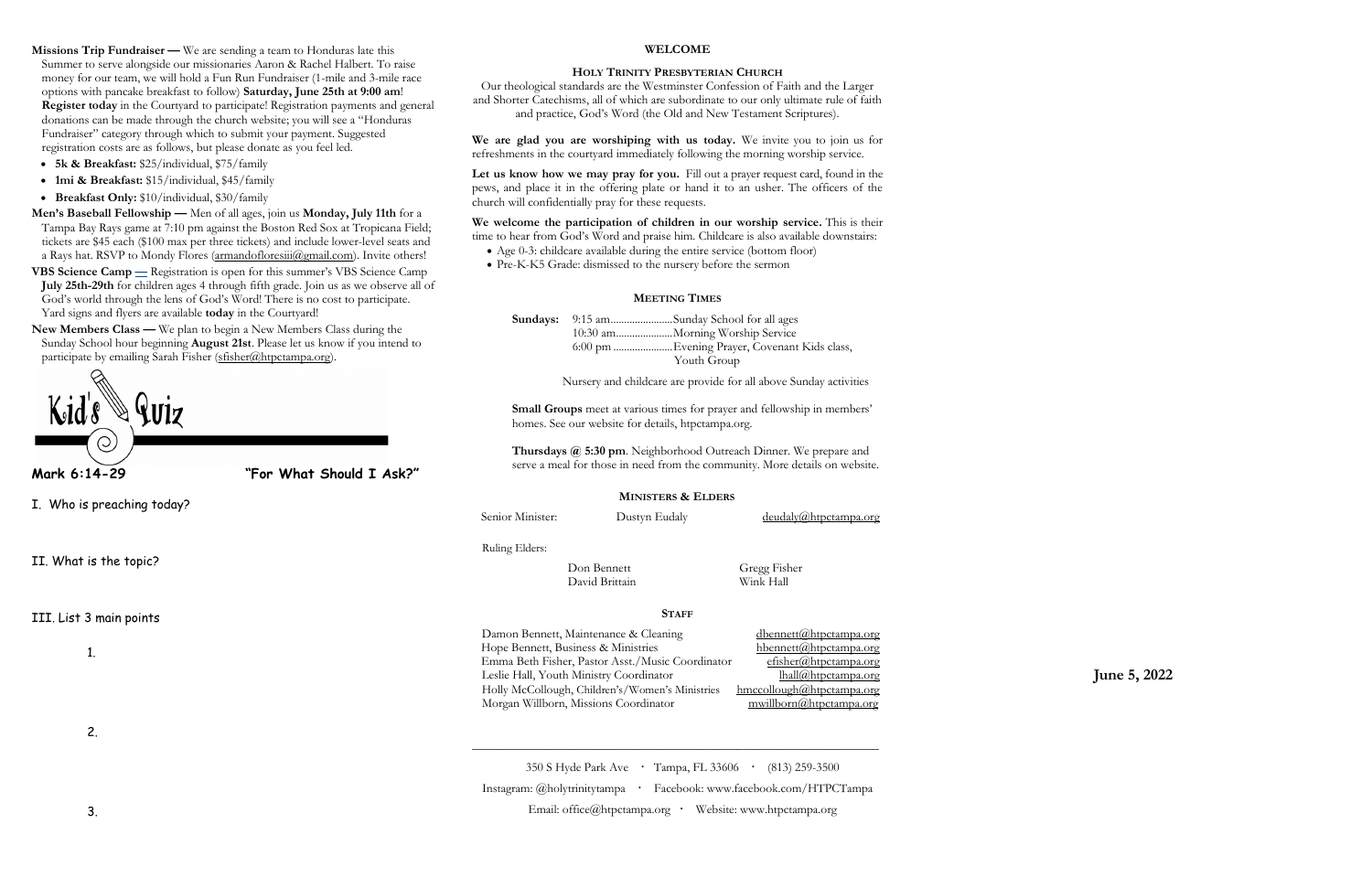**Missions Trip Fundraiser —** We are sending a team to Honduras late this Summer to serve alongside our missionaries Aaron & Rachel Halbert. To raise money for our team, we will hold a Fun Run Fundraiser (1-mile and 3-mile race options with pancake breakfast to follow) **Saturday, June 25th at 9:00 am**! **Register today** in the Courtyard to participate! Registration payments and general donations can be made through the church website; you will see a "Honduras Fundraiser" category through which to submit your payment. Suggested registration costs are as follows, but please donate as you feel led.

- **5k & Breakfast:** $25/individual, $75/family
- **1mi & Breakfast:** $15/individual, $45/family
- **Breakfast Only:** $10/individual, $30/family

**Men's Baseball Fellowship —** Men of all ages, join us **Monday, July 11th** for a Tampa Bay Rays game at 7:10 pm against the Boston Red Sox at Tropicana Field; tickets are $45 each ($100 max per three tickets) and include lower-level seats and a Rays hat. RSVP to Mondy Flores (armandofloresiii@gmail.com). Invite others!

**VBS Science Camp —** Registration is open for this summer's VBS Science Camp **July 25th-29th** for children ages 4 through fifth grade. Join us as we observe all of God's world through the lens of God's Word! There is no cost to participate. Yard signs and flyers are available **today** in the Courtyard!

**New Members Class —** We plan to begin a New Members Class during the Sunday School hour beginning **August 21st**. Please let us know if you intend to participate by emailing Sarah Fisher (sfisher@htpctampa.org).

## Kid's Quiz

**Mark 6:14-29** **"For What Should I Ask?"**

I. Who is preaching today?

II. What is the topic?

III. List 3 main points

1.

2.

3.

# WELCOME

## HOLY TRINITY PRESBYTERIAN CHURCH

Our theological standards are the Westminster Confession of Faith and the Larger and Shorter Catechisms, all of which are subordinate to our only ultimate rule of faith and practice, God's Word (the Old and New Testament Scriptures).

**We are glad you are worshiping with us today.** We invite you to join us for refreshments in the courtyard immediately following the morning worship service.

**Let us know how we may pray for you.** Fill out a prayer request card, found in the pews, and place it in the offering plate or hand it to an usher. The officers of the church will confidentially pray for these requests.

**We welcome the participation of children in our worship service.** This is their time to hear from God's Word and praise him. Childcare is also available downstairs:

- Age 0-3: childcare available during the entire service (bottom floor)
- Pre-K-K5 Grade: dismissed to the nursery before the sermon

## MEETING TIMES

**Sundays:**
9:15 am........................Sunday School for all ages
10:30 am......................Morning Worship Service
6:00 pm .......................Evening Prayer, Covenant Kids class, Youth Group

Nursery and childcare are provide for all above Sunday activities

**Small Groups** meet at various times for prayer and fellowship in members' homes. See our website for details, htpctampa.org.

**Thursdays @ 5:30 pm**. Neighborhood Outreach Dinner. We prepare and serve a meal for those in need from the community. More details on website.

## MINISTERS & ELDERS

Senior Minister: Dustyn Eudaly deudaly@htpctampa.org

Ruling Elders:

Don Bennett, Gregg Fisher
David Brittain, Wink Hall

## STAFF

| | |
|---|---|
| Damon Bennett, Maintenance & Cleaning | dbennett@htpctampa.org |
| Hope Bennett, Business & Ministries | hbennett@htpctampa.org |
| Emma Beth Fisher, Pastor Asst./Music Coordinator | efisher@htpctampa.org |
| Leslie Hall, Youth Ministry Coordinator | lhall@htpctampa.org |
| Holly McCollough, Children's/Women's Ministries | hmccollough@htpctampa.org |
| Morgan Willborn, Missions Coordinator | mwillborn@htpctampa.org |

350 S Hyde Park Ave · Tampa, FL 33606 · (813) 259-3500

Instagram: @holytrinitytampa · Facebook: www.facebook.com/HTPCTampa

Email: office@htpctampa.org · Website: www.htpctampa.org

**June 5, 2022**